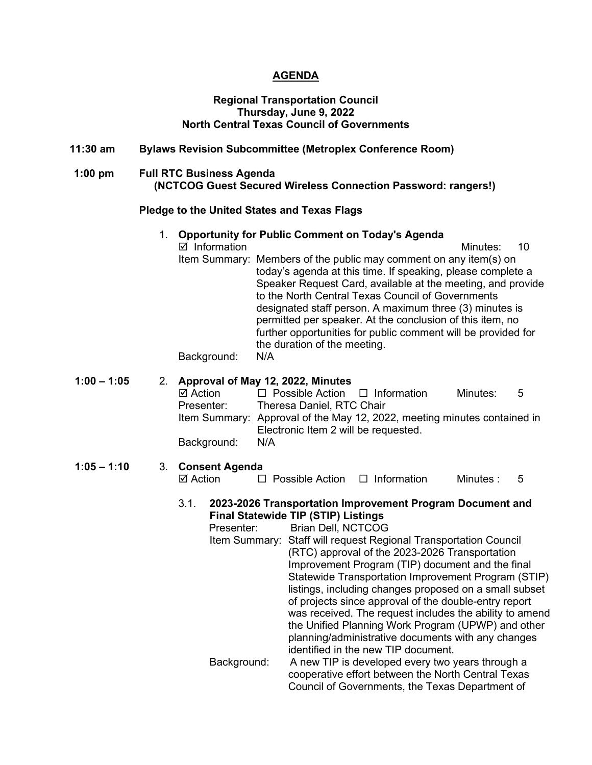# AGENDA

**Regional Transportation Council**
**Thursday, June 9, 2022**
**North Central Texas Council of Governments**

**11:30 am** **Bylaws Revision Subcommittee (Metroplex Conference Room)**

**1:00 pm** **Full RTC Business Agenda**
**(NCTCOG Guest Secured Wireless Connection Password: rangers!)**

**Pledge to the United States and Texas Flags**

1. **Opportunity for Public Comment on Today's Agenda**
   ☑ Information Minutes: 10
   Item Summary: Members of the public may comment on any item(s) on today's agenda at this time. If speaking, please complete a Speaker Request Card, available at the meeting, and provide to the North Central Texas Council of Governments designated staff person. A maximum three (3) minutes is permitted per speaker. At the conclusion of this item, no further opportunities for public comment will be provided for the duration of the meeting.
   Background: N/A

**1:00 – 1:05**

2. **Approval of May 12, 2022, Minutes**
   ☑ Action ☐ Possible Action ☐ Information Minutes: 5
   Presenter: Theresa Daniel, RTC Chair
   Item Summary: Approval of the May 12, 2022, meeting minutes contained in Electronic Item 2 will be requested.
   Background: N/A

**1:05 – 1:10**

3. **Consent Agenda**
   ☑ Action ☐ Possible Action ☐ Information Minutes : 5

   3.1. **2023-2026 Transportation Improvement Program Document and Final Statewide TIP (STIP) Listings**
   Presenter: Brian Dell, NCTCOG
   Item Summary: Staff will request Regional Transportation Council (RTC) approval of the 2023-2026 Transportation Improvement Program (TIP) document and the final Statewide Transportation Improvement Program (STIP) listings, including changes proposed on a small subset of projects since approval of the double-entry report was received. The request includes the ability to amend the Unified Planning Work Program (UPWP) and other planning/administrative documents with any changes identified in the new TIP document.
   Background: A new TIP is developed every two years through a cooperative effort between the North Central Texas Council of Governments, the Texas Department of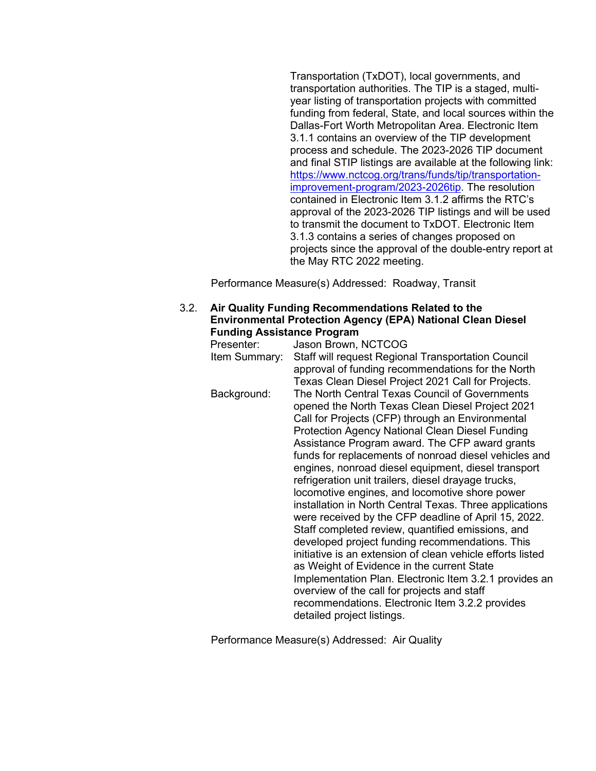Transportation (TxDOT), local governments, and transportation authorities. The TIP is a staged, multi-year listing of transportation projects with committed funding from federal, State, and local sources within the Dallas-Fort Worth Metropolitan Area. Electronic Item 3.1.1 contains an overview of the TIP development process and schedule. The 2023-2026 TIP document and final STIP listings are available at the following link: [https://www.nctcog.org/trans/funds/tip/transportation-improvement-program/2023-2026tip](https://www.nctcog.org/trans/funds/tip/transportation-improvement-program/2023-2026tip). The resolution contained in Electronic Item 3.1.2 affirms the RTC's approval of the 2023-2026 TIP listings and will be used to transmit the document to TxDOT. Electronic Item 3.1.3 contains a series of changes proposed on projects since the approval of the double-entry report at the May RTC 2022 meeting.

Performance Measure(s) Addressed: Roadway, Transit

3.2. **Air Quality Funding Recommendations Related to the Environmental Protection Agency (EPA) National Clean Diesel Funding Assistance Program**

Presenter: Jason Brown, NCTCOG

Item Summary: Staff will request Regional Transportation Council approval of funding recommendations for the North Texas Clean Diesel Project 2021 Call for Projects.

Background: The North Central Texas Council of Governments opened the North Texas Clean Diesel Project 2021 Call for Projects (CFP) through an Environmental Protection Agency National Clean Diesel Funding Assistance Program award. The CFP award grants funds for replacements of nonroad diesel vehicles and engines, nonroad diesel equipment, diesel transport refrigeration unit trailers, diesel drayage trucks, locomotive engines, and locomotive shore power installation in North Central Texas. Three applications were received by the CFP deadline of April 15, 2022. Staff completed review, quantified emissions, and developed project funding recommendations. This initiative is an extension of clean vehicle efforts listed as Weight of Evidence in the current State Implementation Plan. Electronic Item 3.2.1 provides an overview of the call for projects and staff recommendations. Electronic Item 3.2.2 provides detailed project listings.

Performance Measure(s) Addressed: Air Quality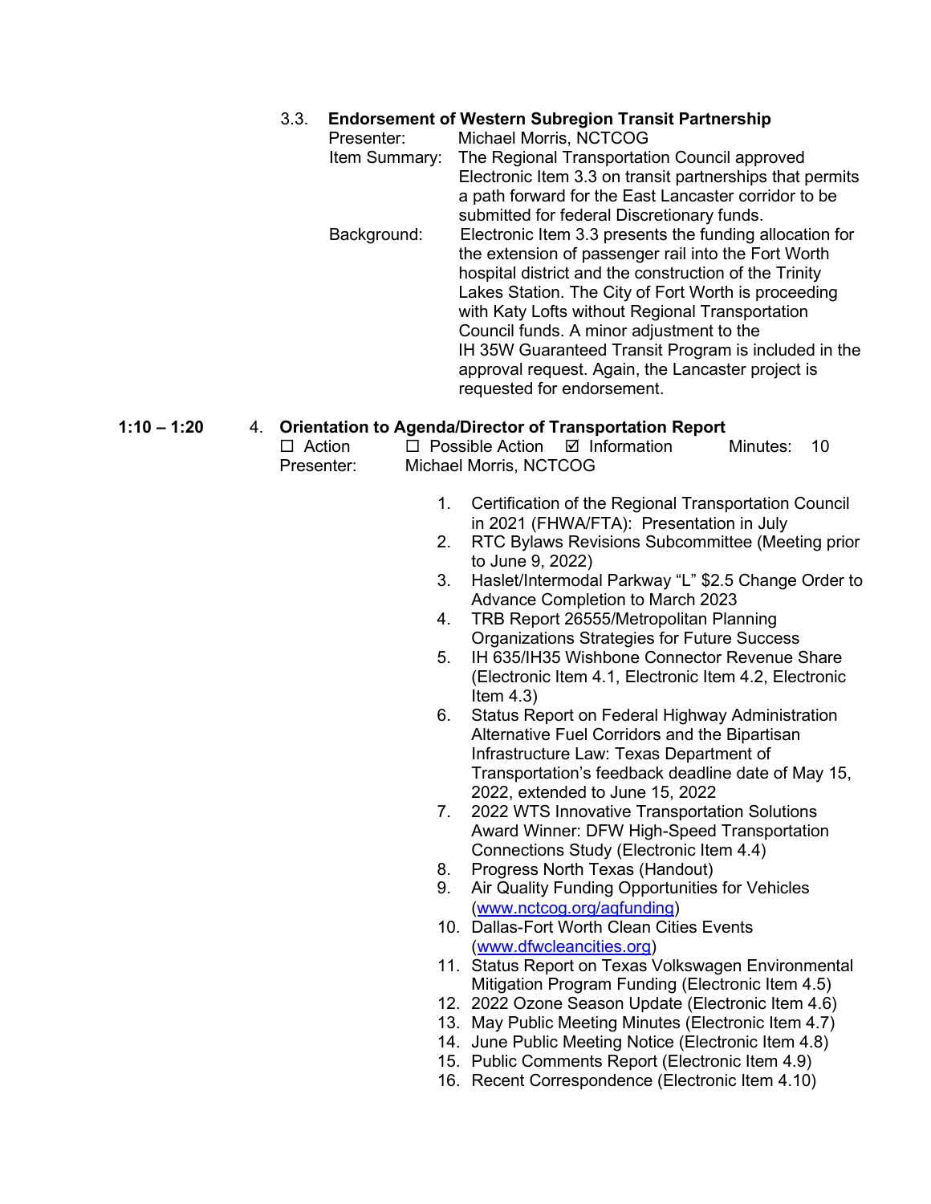3.3. **Endorsement of Western Subregion Transit Partnership**

Presenter: Michael Morris, NCTCOG

Item Summary: The Regional Transportation Council approved Electronic Item 3.3 on transit partnerships that permits a path forward for the East Lancaster corridor to be submitted for federal Discretionary funds.

Background: Electronic Item 3.3 presents the funding allocation for the extension of passenger rail into the Fort Worth hospital district and the construction of the Trinity Lakes Station. The City of Fort Worth is proceeding with Katy Lofts without Regional Transportation Council funds. A minor adjustment to the IH 35W Guaranteed Transit Program is included in the approval request. Again, the Lancaster project is requested for endorsement.

**1:10 – 1:20** 4. **Orientation to Agenda/Director of Transportation Report**

☐ Action ☐ Possible Action ☑ Information Minutes: 10

Presenter: Michael Morris, NCTCOG

1. Certification of the Regional Transportation Council in 2021 (FHWA/FTA): Presentation in July
2. RTC Bylaws Revisions Subcommittee (Meeting prior to June 9, 2022)
3. Haslet/Intermodal Parkway "L" $2.5 Change Order to Advance Completion to March 2023
4. TRB Report 26555/Metropolitan Planning Organizations Strategies for Future Success
5. IH 635/IH35 Wishbone Connector Revenue Share (Electronic Item 4.1, Electronic Item 4.2, Electronic Item 4.3)
6. Status Report on Federal Highway Administration Alternative Fuel Corridors and the Bipartisan Infrastructure Law: Texas Department of Transportation's feedback deadline date of May 15, 2022, extended to June 15, 2022
7. 2022 WTS Innovative Transportation Solutions Award Winner: DFW High-Speed Transportation Connections Study (Electronic Item 4.4)
8. Progress North Texas (Handout)
9. Air Quality Funding Opportunities for Vehicles ([www.nctcog.org/aqfunding](www.nctcog.org/aqfunding))
10. Dallas-Fort Worth Clean Cities Events ([www.dfwcleancities.org](www.dfwcleancities.org))
11. Status Report on Texas Volkswagen Environmental Mitigation Program Funding (Electronic Item 4.5)
12. 2022 Ozone Season Update (Electronic Item 4.6)
13. May Public Meeting Minutes (Electronic Item 4.7)
14. June Public Meeting Notice (Electronic Item 4.8)
15. Public Comments Report (Electronic Item 4.9)
16. Recent Correspondence (Electronic Item 4.10)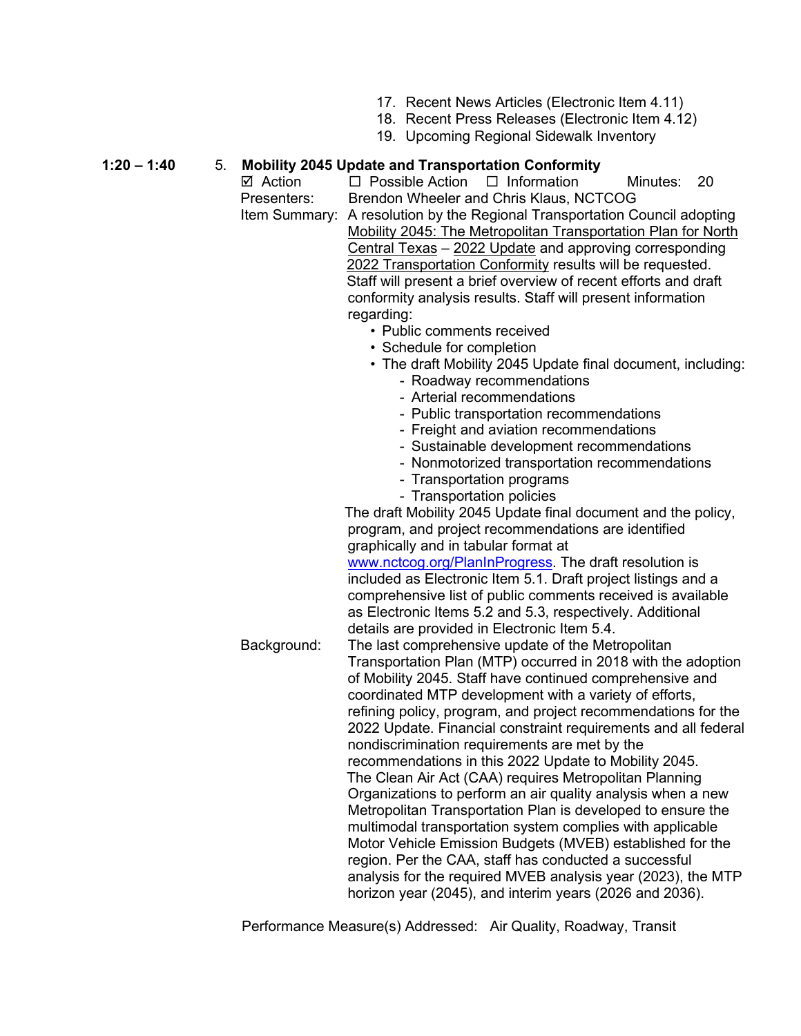17. Recent News Articles (Electronic Item 4.11)
18. Recent Press Releases (Electronic Item 4.12)
19. Upcoming Regional Sidewalk Inventory

**1:20 – 1:40** 5. **Mobility 2045 Update and Transportation Conformity**

☑ Action ☐ Possible Action ☐ Information Minutes: 20

Presenters: Brendon Wheeler and Chris Klaus, NCTCOG

Item Summary: A resolution by the Regional Transportation Council adopting Mobility 2045: The Metropolitan Transportation Plan for North Central Texas – 2022 Update and approving corresponding 2022 Transportation Conformity results will be requested. Staff will present a brief overview of recent efforts and draft conformity analysis results. Staff will present information regarding:

- Public comments received
- Schedule for completion
- The draft Mobility 2045 Update final document, including:
  - Roadway recommendations
  - Arterial recommendations
  - Public transportation recommendations
  - Freight and aviation recommendations
  - Sustainable development recommendations
  - Nonmotorized transportation recommendations
  - Transportation programs
  - Transportation policies

The draft Mobility 2045 Update final document and the policy, program, and project recommendations are identified graphically and in tabular format at www.nctcog.org/PlanInProgress. The draft resolution is included as Electronic Item 5.1. Draft project listings and a comprehensive list of public comments received is available as Electronic Items 5.2 and 5.3, respectively. Additional details are provided in Electronic Item 5.4.

Background: The last comprehensive update of the Metropolitan Transportation Plan (MTP) occurred in 2018 with the adoption of Mobility 2045. Staff have continued comprehensive and coordinated MTP development with a variety of efforts, refining policy, program, and project recommendations for the 2022 Update. Financial constraint requirements and all federal nondiscrimination requirements are met by the recommendations in this 2022 Update to Mobility 2045. The Clean Air Act (CAA) requires Metropolitan Planning Organizations to perform an air quality analysis when a new Metropolitan Transportation Plan is developed to ensure the multimodal transportation system complies with applicable Motor Vehicle Emission Budgets (MVEB) established for the region. Per the CAA, staff has conducted a successful analysis for the required MVEB analysis year (2023), the MTP horizon year (2045), and interim years (2026 and 2036).

Performance Measure(s) Addressed: Air Quality, Roadway, Transit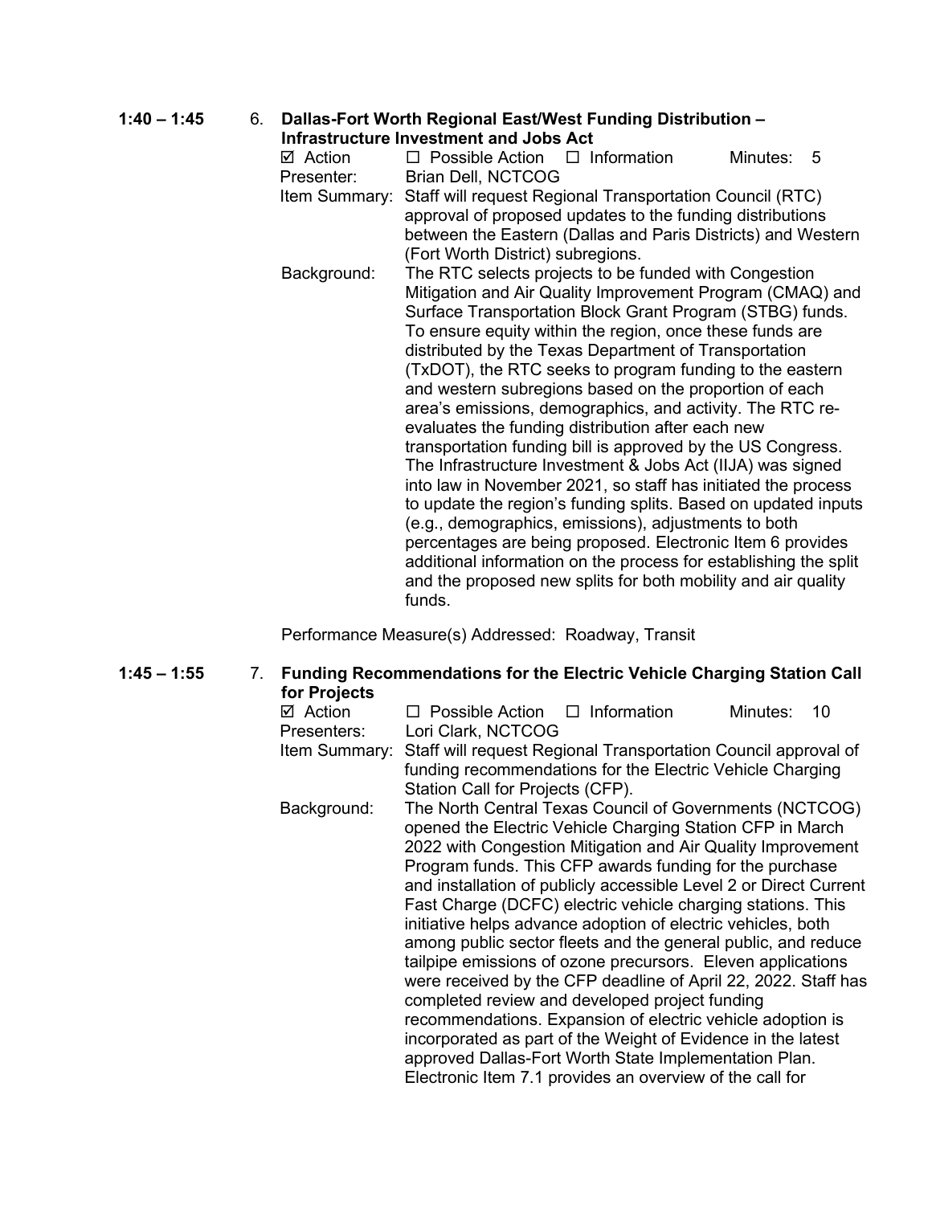**1:40 – 1:45** 6. **Dallas-Fort Worth Regional East/West Funding Distribution – Infrastructure Investment and Jobs Act**

☑ Action ☐ Possible Action ☐ Information Minutes: 5

Presenter: Brian Dell, NCTCOG

Item Summary: Staff will request Regional Transportation Council (RTC) approval of proposed updates to the funding distributions between the Eastern (Dallas and Paris Districts) and Western (Fort Worth District) subregions.

Background: The RTC selects projects to be funded with Congestion Mitigation and Air Quality Improvement Program (CMAQ) and Surface Transportation Block Grant Program (STBG) funds. To ensure equity within the region, once these funds are distributed by the Texas Department of Transportation (TxDOT), the RTC seeks to program funding to the eastern and western subregions based on the proportion of each area's emissions, demographics, and activity. The RTC re-evaluates the funding distribution after each new transportation funding bill is approved by the US Congress. The Infrastructure Investment & Jobs Act (IIJA) was signed into law in November 2021, so staff has initiated the process to update the region's funding splits. Based on updated inputs (e.g., demographics, emissions), adjustments to both percentages are being proposed. Electronic Item 6 provides additional information on the process for establishing the split and the proposed new splits for both mobility and air quality funds.

Performance Measure(s) Addressed: Roadway, Transit

**1:45 – 1:55** 7. **Funding Recommendations for the Electric Vehicle Charging Station Call for Projects**

☑ Action ☐ Possible Action ☐ Information Minutes: 10

Presenters: Lori Clark, NCTCOG

Item Summary: Staff will request Regional Transportation Council approval of funding recommendations for the Electric Vehicle Charging Station Call for Projects (CFP).

Background: The North Central Texas Council of Governments (NCTCOG) opened the Electric Vehicle Charging Station CFP in March 2022 with Congestion Mitigation and Air Quality Improvement Program funds. This CFP awards funding for the purchase and installation of publicly accessible Level 2 or Direct Current Fast Charge (DCFC) electric vehicle charging stations. This initiative helps advance adoption of electric vehicles, both among public sector fleets and the general public, and reduce tailpipe emissions of ozone precursors. Eleven applications were received by the CFP deadline of April 22, 2022. Staff has completed review and developed project funding recommendations. Expansion of electric vehicle adoption is incorporated as part of the Weight of Evidence in the latest approved Dallas-Fort Worth State Implementation Plan. Electronic Item 7.1 provides an overview of the call for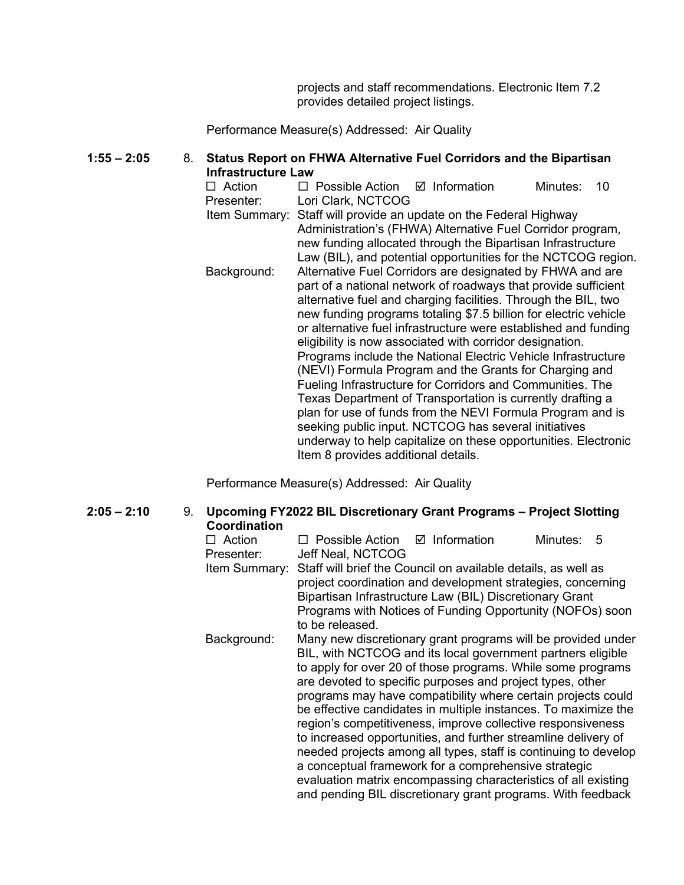projects and staff recommendations. Electronic Item 7.2 provides detailed project listings.

Performance Measure(s) Addressed: Air Quality

**1:55 – 2:05** 8. **Status Report on FHWA Alternative Fuel Corridors and the Bipartisan Infrastructure Law**

☐ Action ☐ Possible Action ☑ Information Minutes: 10

Presenter: Lori Clark, NCTCOG

Item Summary: Staff will provide an update on the Federal Highway Administration's (FHWA) Alternative Fuel Corridor program, new funding allocated through the Bipartisan Infrastructure Law (BIL), and potential opportunities for the NCTCOG region.

Background: Alternative Fuel Corridors are designated by FHWA and are part of a national network of roadways that provide sufficient alternative fuel and charging facilities. Through the BIL, two new funding programs totaling $7.5 billion for electric vehicle or alternative fuel infrastructure were established and funding eligibility is now associated with corridor designation. Programs include the National Electric Vehicle Infrastructure (NEVI) Formula Program and the Grants for Charging and Fueling Infrastructure for Corridors and Communities. The Texas Department of Transportation is currently drafting a plan for use of funds from the NEVI Formula Program and is seeking public input. NCTCOG has several initiatives underway to help capitalize on these opportunities. Electronic Item 8 provides additional details.

Performance Measure(s) Addressed: Air Quality

**2:05 – 2:10** 9. **Upcoming FY2022 BIL Discretionary Grant Programs – Project Slotting Coordination**

☐ Action ☐ Possible Action ☑ Information Minutes: 5

Presenter: Jeff Neal, NCTCOG

Item Summary: Staff will brief the Council on available details, as well as project coordination and development strategies, concerning Bipartisan Infrastructure Law (BIL) Discretionary Grant Programs with Notices of Funding Opportunity (NOFOs) soon to be released.

Background: Many new discretionary grant programs will be provided under BIL, with NCTCOG and its local government partners eligible to apply for over 20 of those programs. While some programs are devoted to specific purposes and project types, other programs may have compatibility where certain projects could be effective candidates in multiple instances. To maximize the region's competitiveness, improve collective responsiveness to increased opportunities, and further streamline delivery of needed projects among all types, staff is continuing to develop a conceptual framework for a comprehensive strategic evaluation matrix encompassing characteristics of all existing and pending BIL discretionary grant programs. With feedback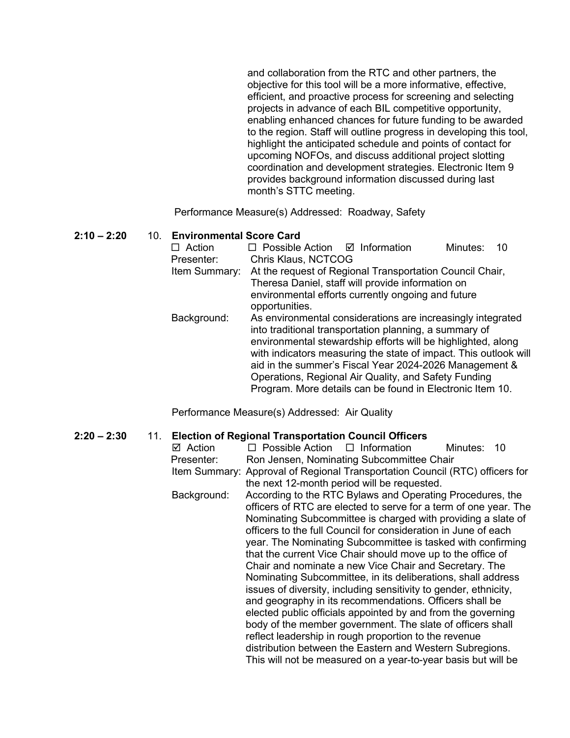and collaboration from the RTC and other partners, the objective for this tool will be a more informative, effective, efficient, and proactive process for screening and selecting projects in advance of each BIL competitive opportunity, enabling enhanced chances for future funding to be awarded to the region. Staff will outline progress in developing this tool, highlight the anticipated schedule and points of contact for upcoming NOFOs, and discuss additional project slotting coordination and development strategies. Electronic Item 9 provides background information discussed during last month's STTC meeting.

Performance Measure(s) Addressed: Roadway, Safety

**2:10 – 2:20** 10. **Environmental Score Card**

☐ Action ☐ Possible Action ☑ Information Minutes: 10

Presenter: Chris Klaus, NCTCOG

Item Summary: At the request of Regional Transportation Council Chair, Theresa Daniel, staff will provide information on environmental efforts currently ongoing and future opportunities.

Background: As environmental considerations are increasingly integrated into traditional transportation planning, a summary of environmental stewardship efforts will be highlighted, along with indicators measuring the state of impact. This outlook will aid in the summer's Fiscal Year 2024-2026 Management & Operations, Regional Air Quality, and Safety Funding Program. More details can be found in Electronic Item 10.

Performance Measure(s) Addressed: Air Quality

**2:20 – 2:30** 11. **Election of Regional Transportation Council Officers**

☑ Action ☐ Possible Action ☐ Information Minutes: 10

Presenter: Ron Jensen, Nominating Subcommittee Chair

Item Summary: Approval of Regional Transportation Council (RTC) officers for the next 12-month period will be requested.

Background: According to the RTC Bylaws and Operating Procedures, the officers of RTC are elected to serve for a term of one year. The Nominating Subcommittee is charged with providing a slate of officers to the full Council for consideration in June of each year. The Nominating Subcommittee is tasked with confirming that the current Vice Chair should move up to the office of Chair and nominate a new Vice Chair and Secretary. The Nominating Subcommittee, in its deliberations, shall address issues of diversity, including sensitivity to gender, ethnicity, and geography in its recommendations. Officers shall be elected public officials appointed by and from the governing body of the member government. The slate of officers shall reflect leadership in rough proportion to the revenue distribution between the Eastern and Western Subregions. This will not be measured on a year-to-year basis but will be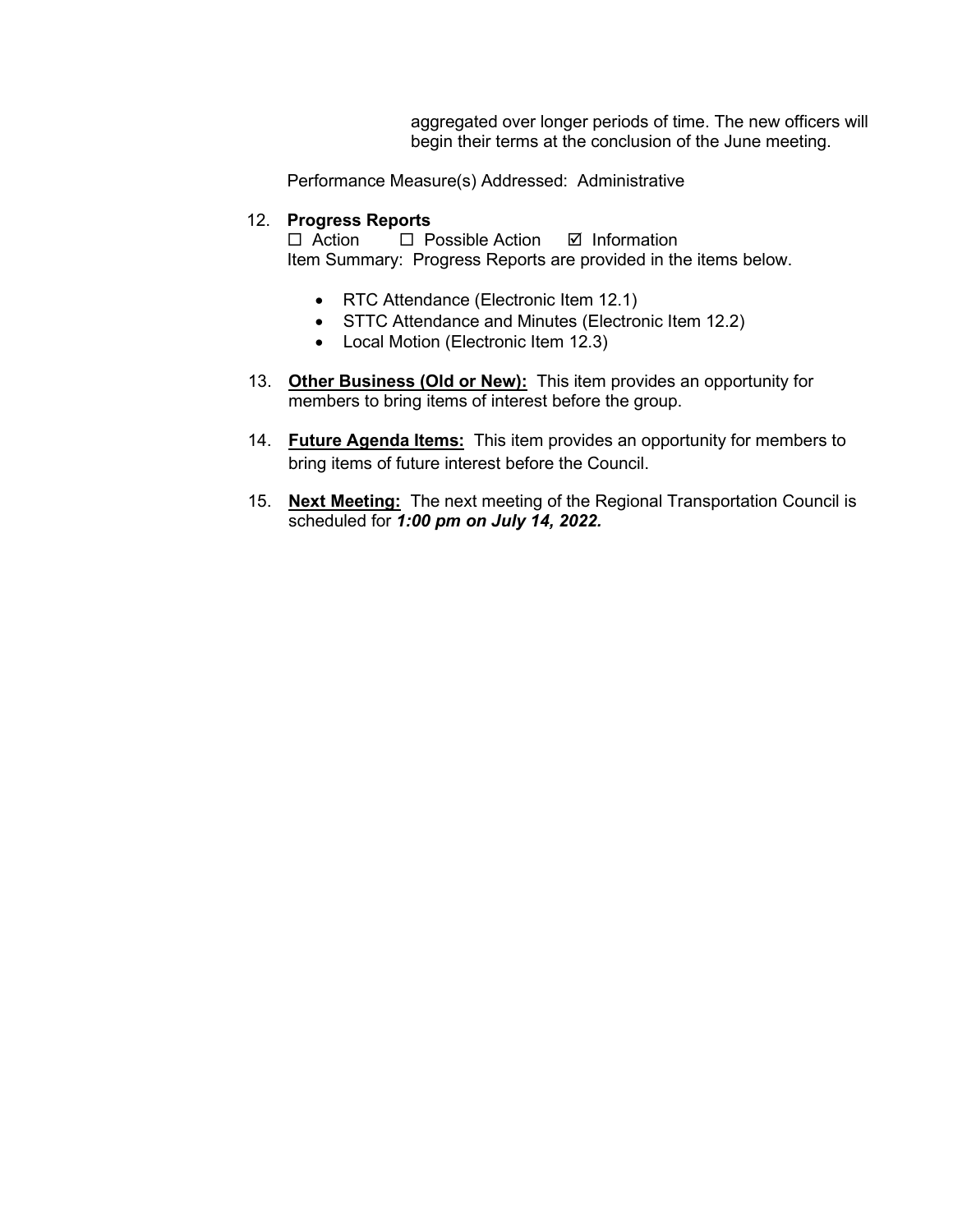aggregated over longer periods of time. The new officers will begin their terms at the conclusion of the June meeting.

Performance Measure(s) Addressed: Administrative

12. **Progress Reports**
☐ Action ☐ Possible Action ☑ Information
Item Summary: Progress Reports are provided in the items below.

- RTC Attendance (Electronic Item 12.1)
- STTC Attendance and Minutes (Electronic Item 12.2)
- Local Motion (Electronic Item 12.3)

13. **Other Business (Old or New):** This item provides an opportunity for members to bring items of interest before the group.

14. **Future Agenda Items:** This item provides an opportunity for members to bring items of future interest before the Council.

15. **Next Meeting:** The next meeting of the Regional Transportation Council is scheduled for ***1:00 pm on July 14, 2022.***